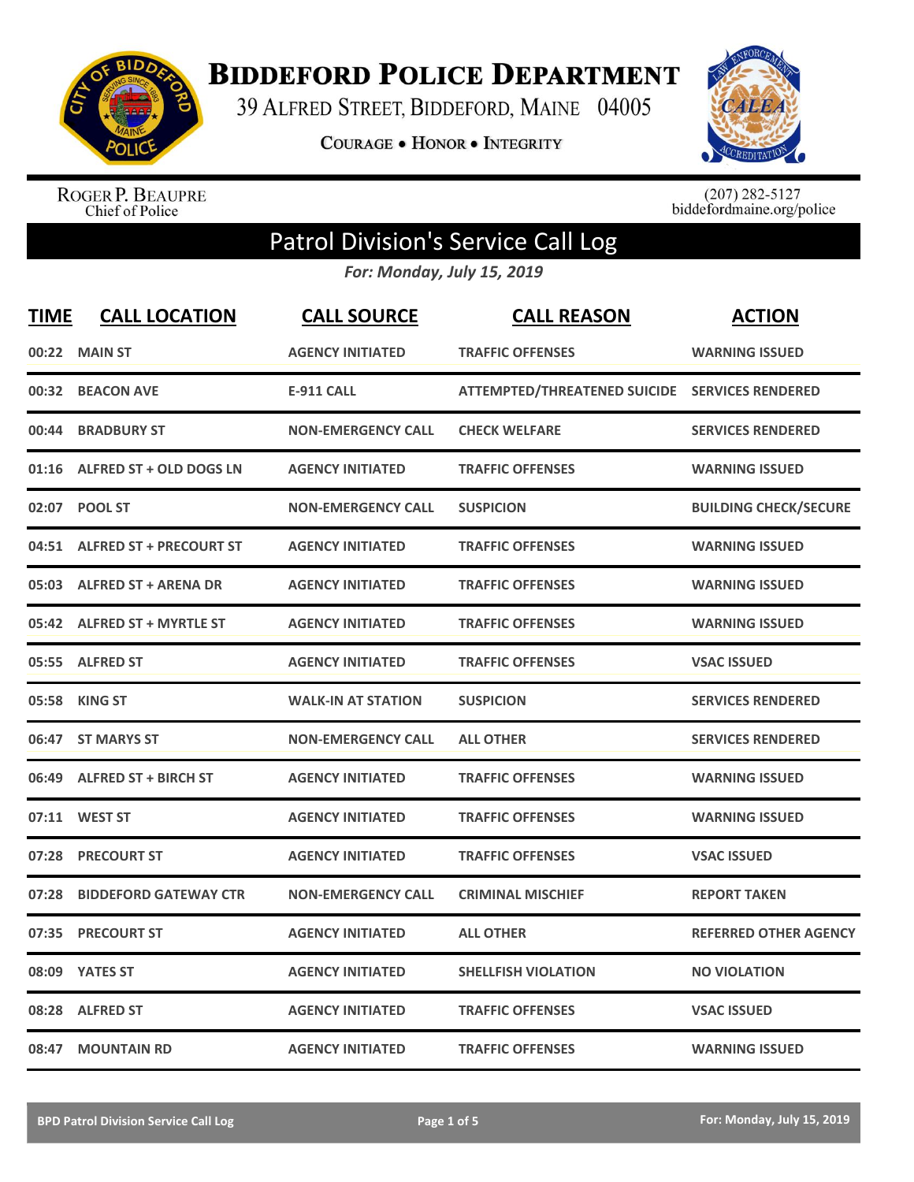# Biddeford Police Department

39 Alfred Street, Biddeford, Maine 04005

**Courage • Honor • Integrity**

Roger P. Beaupre
Chief of Police

(207) 282-5127
biddefordmaine.org/police

## Patrol Division's Service Call Log

*For: Monday, July 15, 2019*

| TIME | CALL LOCATION | CALL SOURCE | CALL REASON | ACTION |
|---|---|---|---|---|
| 00:22 | MAIN ST | AGENCY INITIATED | TRAFFIC OFFENSES | WARNING ISSUED |
| 00:32 | BEACON AVE | E-911 CALL | ATTEMPTED/THREATENED SUICIDE | SERVICES RENDERED |
| 00:44 | BRADBURY ST | NON-EMERGENCY CALL | CHECK WELFARE | SERVICES RENDERED |
| 01:16 | ALFRED ST + OLD DOGS LN | AGENCY INITIATED | TRAFFIC OFFENSES | WARNING ISSUED |
| 02:07 | POOL ST | NON-EMERGENCY CALL | SUSPICION | BUILDING CHECK/SECURE |
| 04:51 | ALFRED ST + PRECOURT ST | AGENCY INITIATED | TRAFFIC OFFENSES | WARNING ISSUED |
| 05:03 | ALFRED ST + ARENA DR | AGENCY INITIATED | TRAFFIC OFFENSES | WARNING ISSUED |
| 05:42 | ALFRED ST + MYRTLE ST | AGENCY INITIATED | TRAFFIC OFFENSES | WARNING ISSUED |
| 05:55 | ALFRED ST | AGENCY INITIATED | TRAFFIC OFFENSES | VSAC ISSUED |
| 05:58 | KING ST | WALK-IN AT STATION | SUSPICION | SERVICES RENDERED |
| 06:47 | ST MARYS ST | NON-EMERGENCY CALL | ALL OTHER | SERVICES RENDERED |
| 06:49 | ALFRED ST + BIRCH ST | AGENCY INITIATED | TRAFFIC OFFENSES | WARNING ISSUED |
| 07:11 | WEST ST | AGENCY INITIATED | TRAFFIC OFFENSES | WARNING ISSUED |
| 07:28 | PRECOURT ST | AGENCY INITIATED | TRAFFIC OFFENSES | VSAC ISSUED |
| 07:28 | BIDDEFORD GATEWAY CTR | NON-EMERGENCY CALL | CRIMINAL MISCHIEF | REPORT TAKEN |
| 07:35 | PRECOURT ST | AGENCY INITIATED | ALL OTHER | REFERRED OTHER AGENCY |
| 08:09 | YATES ST | AGENCY INITIATED | SHELLFISH VIOLATION | NO VIOLATION |
| 08:28 | ALFRED ST | AGENCY INITIATED | TRAFFIC OFFENSES | VSAC ISSUED |
| 08:47 | MOUNTAIN RD | AGENCY INITIATED | TRAFFIC OFFENSES | WARNING ISSUED |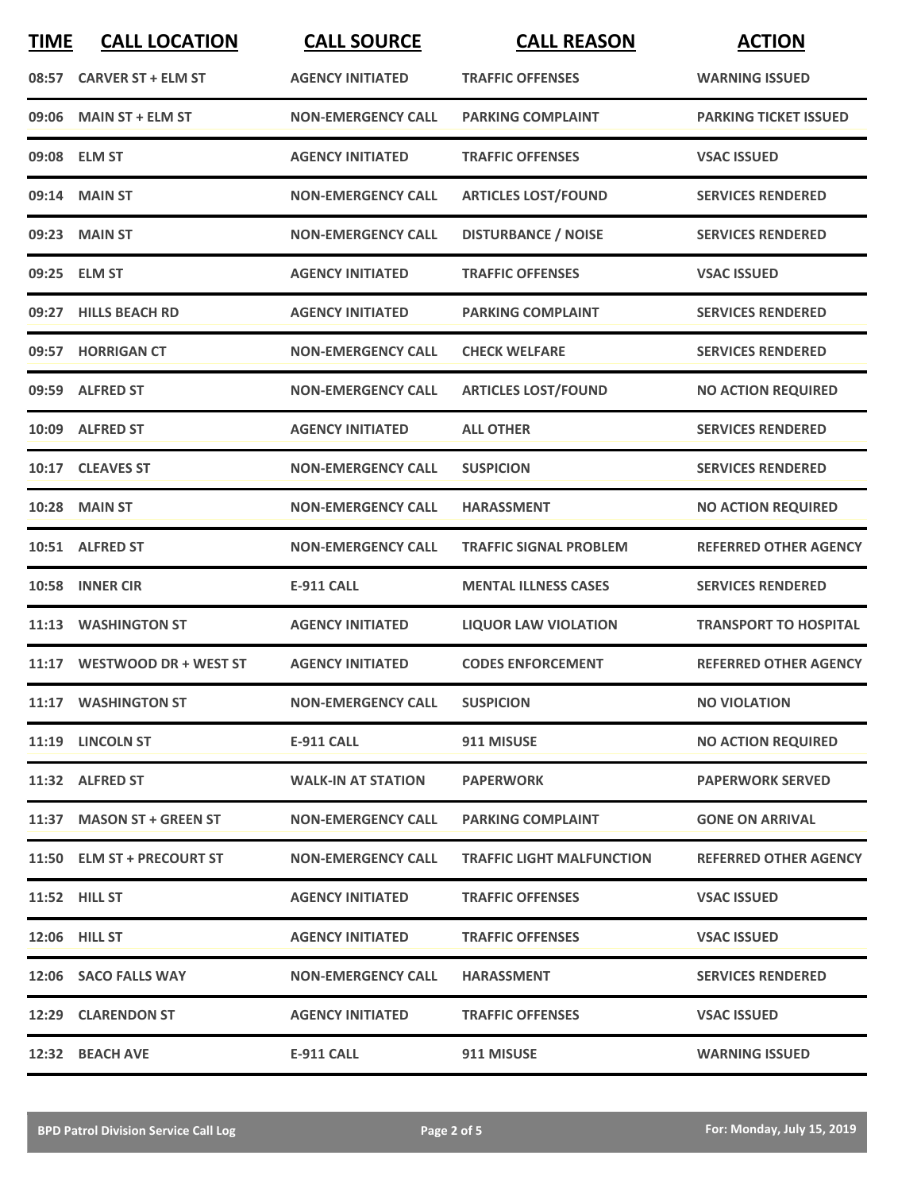| TIME | CALL LOCATION | CALL SOURCE | CALL REASON | ACTION |
|---|---|---|---|---|
| 08:57 | CARVER ST + ELM ST | AGENCY INITIATED | TRAFFIC OFFENSES | WARNING ISSUED |
| 09:06 | MAIN ST + ELM ST | NON-EMERGENCY CALL | PARKING COMPLAINT | PARKING TICKET ISSUED |
| 09:08 | ELM ST | AGENCY INITIATED | TRAFFIC OFFENSES | VSAC ISSUED |
| 09:14 | MAIN ST | NON-EMERGENCY CALL | ARTICLES LOST/FOUND | SERVICES RENDERED |
| 09:23 | MAIN ST | NON-EMERGENCY CALL | DISTURBANCE / NOISE | SERVICES RENDERED |
| 09:25 | ELM ST | AGENCY INITIATED | TRAFFIC OFFENSES | VSAC ISSUED |
| 09:27 | HILLS BEACH RD | AGENCY INITIATED | PARKING COMPLAINT | SERVICES RENDERED |
| 09:57 | HORRIGAN CT | NON-EMERGENCY CALL | CHECK WELFARE | SERVICES RENDERED |
| 09:59 | ALFRED ST | NON-EMERGENCY CALL | ARTICLES LOST/FOUND | NO ACTION REQUIRED |
| 10:09 | ALFRED ST | AGENCY INITIATED | ALL OTHER | SERVICES RENDERED |
| 10:17 | CLEAVES ST | NON-EMERGENCY CALL | SUSPICION | SERVICES RENDERED |
| 10:28 | MAIN ST | NON-EMERGENCY CALL | HARASSMENT | NO ACTION REQUIRED |
| 10:51 | ALFRED ST | NON-EMERGENCY CALL | TRAFFIC SIGNAL PROBLEM | REFERRED OTHER AGENCY |
| 10:58 | INNER CIR | E-911 CALL | MENTAL ILLNESS CASES | SERVICES RENDERED |
| 11:13 | WASHINGTON ST | AGENCY INITIATED | LIQUOR LAW VIOLATION | TRANSPORT TO HOSPITAL |
| 11:17 | WESTWOOD DR + WEST ST | AGENCY INITIATED | CODES ENFORCEMENT | REFERRED OTHER AGENCY |
| 11:17 | WASHINGTON ST | NON-EMERGENCY CALL | SUSPICION | NO VIOLATION |
| 11:19 | LINCOLN ST | E-911 CALL | 911 MISUSE | NO ACTION REQUIRED |
| 11:32 | ALFRED ST | WALK-IN AT STATION | PAPERWORK | PAPERWORK SERVED |
| 11:37 | MASON ST + GREEN ST | NON-EMERGENCY CALL | PARKING COMPLAINT | GONE ON ARRIVAL |
| 11:50 | ELM ST + PRECOURT ST | NON-EMERGENCY CALL | TRAFFIC LIGHT MALFUNCTION | REFERRED OTHER AGENCY |
| 11:52 | HILL ST | AGENCY INITIATED | TRAFFIC OFFENSES | VSAC ISSUED |
| 12:06 | HILL ST | AGENCY INITIATED | TRAFFIC OFFENSES | VSAC ISSUED |
| 12:06 | SACO FALLS WAY | NON-EMERGENCY CALL | HARASSMENT | SERVICES RENDERED |
| 12:29 | CLARENDON ST | AGENCY INITIATED | TRAFFIC OFFENSES | VSAC ISSUED |
| 12:32 | BEACH AVE | E-911 CALL | 911 MISUSE | WARNING ISSUED |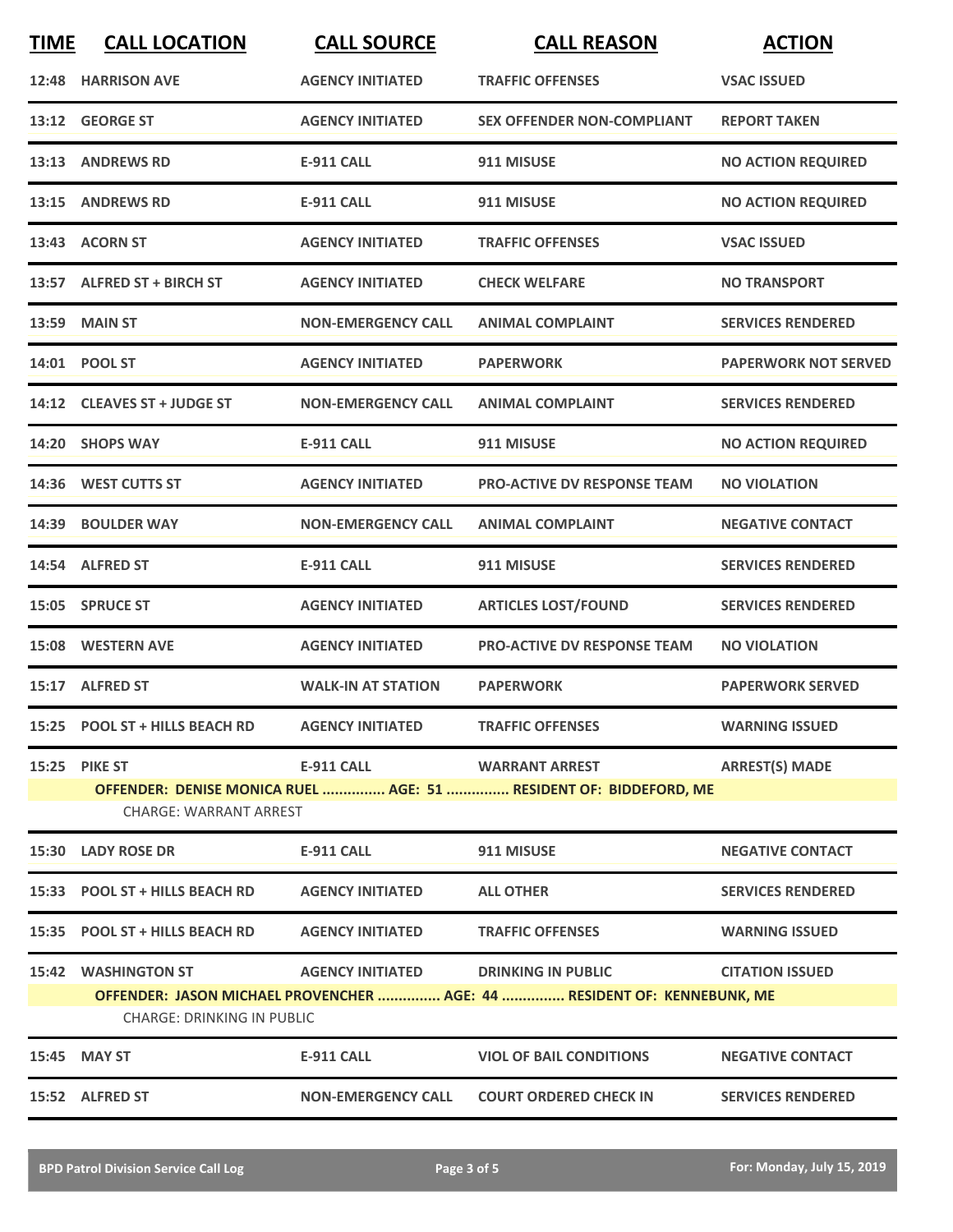| TIME | CALL LOCATION | CALL SOURCE | CALL REASON | ACTION |
|---|---|---|---|---|
| 12:48 | HARRISON AVE | AGENCY INITIATED | TRAFFIC OFFENSES | VSAC ISSUED |
| 13:12 | GEORGE ST | AGENCY INITIATED | SEX OFFENDER NON-COMPLIANT | REPORT TAKEN |
| 13:13 | ANDREWS RD | E-911 CALL | 911 MISUSE | NO ACTION REQUIRED |
| 13:15 | ANDREWS RD | E-911 CALL | 911 MISUSE | NO ACTION REQUIRED |
| 13:43 | ACORN ST | AGENCY INITIATED | TRAFFIC OFFENSES | VSAC ISSUED |
| 13:57 | ALFRED ST + BIRCH ST | AGENCY INITIATED | CHECK WELFARE | NO TRANSPORT |
| 13:59 | MAIN ST | NON-EMERGENCY CALL | ANIMAL COMPLAINT | SERVICES RENDERED |
| 14:01 | POOL ST | AGENCY INITIATED | PAPERWORK | PAPERWORK NOT SERVED |
| 14:12 | CLEAVES ST + JUDGE ST | NON-EMERGENCY CALL | ANIMAL COMPLAINT | SERVICES RENDERED |
| 14:20 | SHOPS WAY | E-911 CALL | 911 MISUSE | NO ACTION REQUIRED |
| 14:36 | WEST CUTTS ST | AGENCY INITIATED | PRO-ACTIVE DV RESPONSE TEAM | NO VIOLATION |
| 14:39 | BOULDER WAY | NON-EMERGENCY CALL | ANIMAL COMPLAINT | NEGATIVE CONTACT |
| 14:54 | ALFRED ST | E-911 CALL | 911 MISUSE | SERVICES RENDERED |
| 15:05 | SPRUCE ST | AGENCY INITIATED | ARTICLES LOST/FOUND | SERVICES RENDERED |
| 15:08 | WESTERN AVE | AGENCY INITIATED | PRO-ACTIVE DV RESPONSE TEAM | NO VIOLATION |
| 15:17 | ALFRED ST | WALK-IN AT STATION | PAPERWORK | PAPERWORK SERVED |
| 15:25 | POOL ST + HILLS BEACH RD | AGENCY INITIATED | TRAFFIC OFFENSES | WARNING ISSUED |
| 15:25 | PIKE ST | E-911 CALL | WARRANT ARREST | ARREST(S) MADE |
| | OFFENDER: DENISE MONICA RUEL ............... AGE: 51 ............... RESIDENT OF: BIDDEFORD, ME | | | |
| | CHARGE: WARRANT ARREST | | | |
| 15:30 | LADY ROSE DR | E-911 CALL | 911 MISUSE | NEGATIVE CONTACT |
| 15:33 | POOL ST + HILLS BEACH RD | AGENCY INITIATED | ALL OTHER | SERVICES RENDERED |
| 15:35 | POOL ST + HILLS BEACH RD | AGENCY INITIATED | TRAFFIC OFFENSES | WARNING ISSUED |
| 15:42 | WASHINGTON ST | AGENCY INITIATED | DRINKING IN PUBLIC | CITATION ISSUED |
| | OFFENDER: JASON MICHAEL PROVENCHER ............... AGE: 44 ............... RESIDENT OF: KENNEBUNK, ME | | | |
| | CHARGE: DRINKING IN PUBLIC | | | |
| 15:45 | MAY ST | E-911 CALL | VIOL OF BAIL CONDITIONS | NEGATIVE CONTACT |
| 15:52 | ALFRED ST | NON-EMERGENCY CALL | COURT ORDERED CHECK IN | SERVICES RENDERED |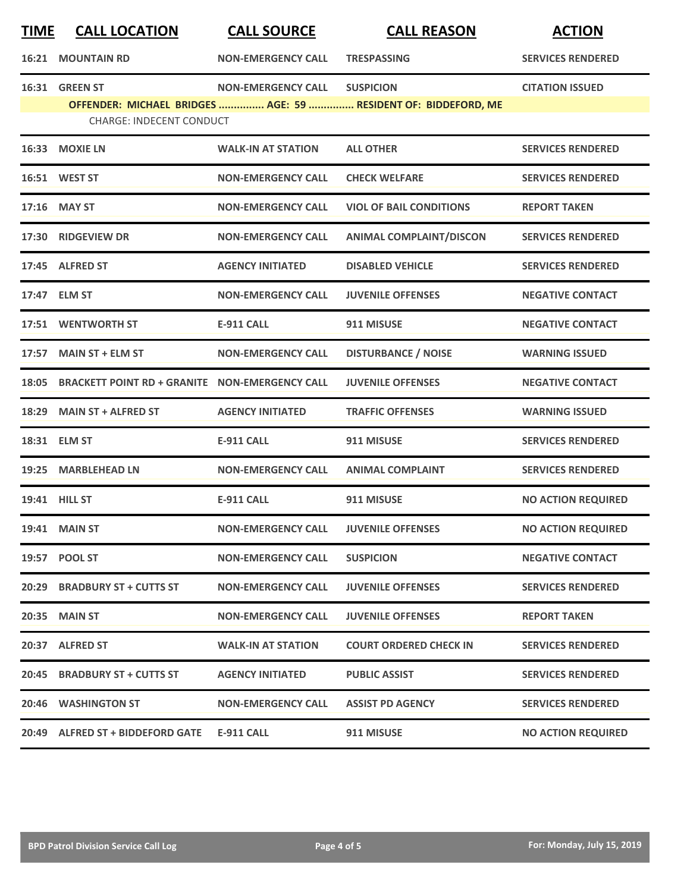| TIME | CALL LOCATION | CALL SOURCE | CALL REASON | ACTION |
|---|---|---|---|---|
| 16:21 | MOUNTAIN RD | NON-EMERGENCY CALL | TRESPASSING | SERVICES RENDERED |
| 16:31 | GREEN ST | NON-EMERGENCY CALL | SUSPICION | CITATION ISSUED |
| | OFFENDER: MICHAEL BRIDGES ............... AGE: 59 ............... RESIDENT OF: BIDDEFORD, ME | | | |
| | CHARGE: INDECENT CONDUCT | | | |
| 16:33 | MOXIE LN | WALK-IN AT STATION | ALL OTHER | SERVICES RENDERED |
| 16:51 | WEST ST | NON-EMERGENCY CALL | CHECK WELFARE | SERVICES RENDERED |
| 17:16 | MAY ST | NON-EMERGENCY CALL | VIOL OF BAIL CONDITIONS | REPORT TAKEN |
| 17:30 | RIDGEVIEW DR | NON-EMERGENCY CALL | ANIMAL COMPLAINT/DISCON | SERVICES RENDERED |
| 17:45 | ALFRED ST | AGENCY INITIATED | DISABLED VEHICLE | SERVICES RENDERED |
| 17:47 | ELM ST | NON-EMERGENCY CALL | JUVENILE OFFENSES | NEGATIVE CONTACT |
| 17:51 | WENTWORTH ST | E-911 CALL | 911 MISUSE | NEGATIVE CONTACT |
| 17:57 | MAIN ST + ELM ST | NON-EMERGENCY CALL | DISTURBANCE / NOISE | WARNING ISSUED |
| 18:05 | BRACKETT POINT RD + GRANITE | NON-EMERGENCY CALL | JUVENILE OFFENSES | NEGATIVE CONTACT |
| 18:29 | MAIN ST + ALFRED ST | AGENCY INITIATED | TRAFFIC OFFENSES | WARNING ISSUED |
| 18:31 | ELM ST | E-911 CALL | 911 MISUSE | SERVICES RENDERED |
| 19:25 | MARBLEHEAD LN | NON-EMERGENCY CALL | ANIMAL COMPLAINT | SERVICES RENDERED |
| 19:41 | HILL ST | E-911 CALL | 911 MISUSE | NO ACTION REQUIRED |
| 19:41 | MAIN ST | NON-EMERGENCY CALL | JUVENILE OFFENSES | NO ACTION REQUIRED |
| 19:57 | POOL ST | NON-EMERGENCY CALL | SUSPICION | NEGATIVE CONTACT |
| 20:29 | BRADBURY ST + CUTTS ST | NON-EMERGENCY CALL | JUVENILE OFFENSES | SERVICES RENDERED |
| 20:35 | MAIN ST | NON-EMERGENCY CALL | JUVENILE OFFENSES | REPORT TAKEN |
| 20:37 | ALFRED ST | WALK-IN AT STATION | COURT ORDERED CHECK IN | SERVICES RENDERED |
| 20:45 | BRADBURY ST + CUTTS ST | AGENCY INITIATED | PUBLIC ASSIST | SERVICES RENDERED |
| 20:46 | WASHINGTON ST | NON-EMERGENCY CALL | ASSIST PD AGENCY | SERVICES RENDERED |
| 20:49 | ALFRED ST + BIDDEFORD GATE | E-911 CALL | 911 MISUSE | NO ACTION REQUIRED |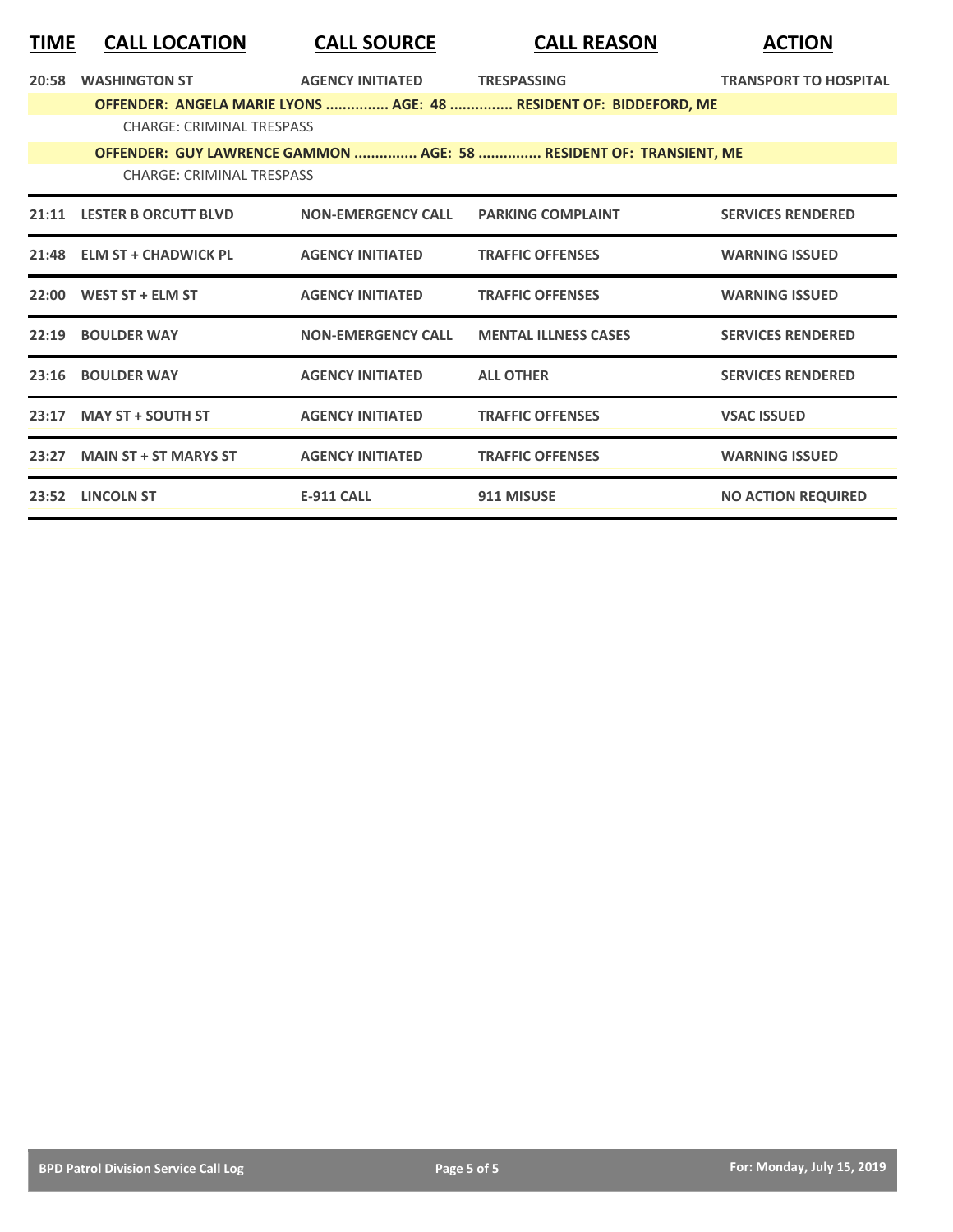| TIME | CALL LOCATION | CALL SOURCE | CALL REASON | ACTION |
|---|---|---|---|---|
| 20:58 | WASHINGTON ST | AGENCY INITIATED | TRESPASSING | TRANSPORT TO HOSPITAL |
| | OFFENDER: ANGELA MARIE LYONS ............... AGE: 48 ............... RESIDENT OF: BIDDEFORD, ME | | | |
| | CHARGE: CRIMINAL TRESPASS | | | |
| | OFFENDER: GUY LAWRENCE GAMMON ............... AGE: 58 ............... RESIDENT OF: TRANSIENT, ME | | | |
| | CHARGE: CRIMINAL TRESPASS | | | |
| 21:11 | LESTER B ORCUTT BLVD | NON-EMERGENCY CALL | PARKING COMPLAINT | SERVICES RENDERED |
| 21:48 | ELM ST + CHADWICK PL | AGENCY INITIATED | TRAFFIC OFFENSES | WARNING ISSUED |
| 22:00 | WEST ST + ELM ST | AGENCY INITIATED | TRAFFIC OFFENSES | WARNING ISSUED |
| 22:19 | BOULDER WAY | NON-EMERGENCY CALL | MENTAL ILLNESS CASES | SERVICES RENDERED |
| 23:16 | BOULDER WAY | AGENCY INITIATED | ALL OTHER | SERVICES RENDERED |
| 23:17 | MAY ST + SOUTH ST | AGENCY INITIATED | TRAFFIC OFFENSES | VSAC ISSUED |
| 23:27 | MAIN ST + ST MARYS ST | AGENCY INITIATED | TRAFFIC OFFENSES | WARNING ISSUED |
| 23:52 | LINCOLN ST | E-911 CALL | 911 MISUSE | NO ACTION REQUIRED |